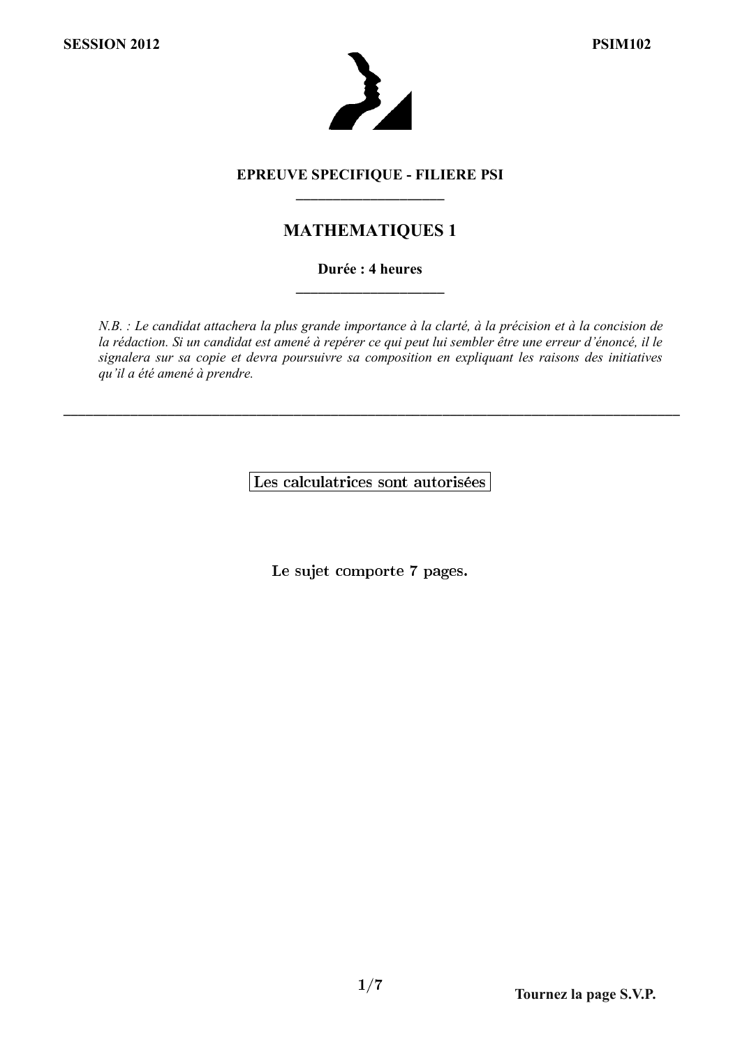**SESSION 2012** **PSIM102**

**EPREUVE SPECIFIQUE - FILIERE PSI**

## MATHEMATIQUES 1

**Durée : 4 heures**

*N.B. : Le candidat attachera la plus grande importance à la clarté, à la précision et à la concision de la rédaction. Si un candidat est amené à repérer ce qui peut lui sembler être une erreur d'énoncé, il le signalera sur sa copie et devra poursuivre sa composition en expliquant les raisons des initiatives qu'il a été amené à prendre.*

---

Les calculatrices sont autorisées

Le sujet comporte 7 pages.

**Tournez la page S.V.P.**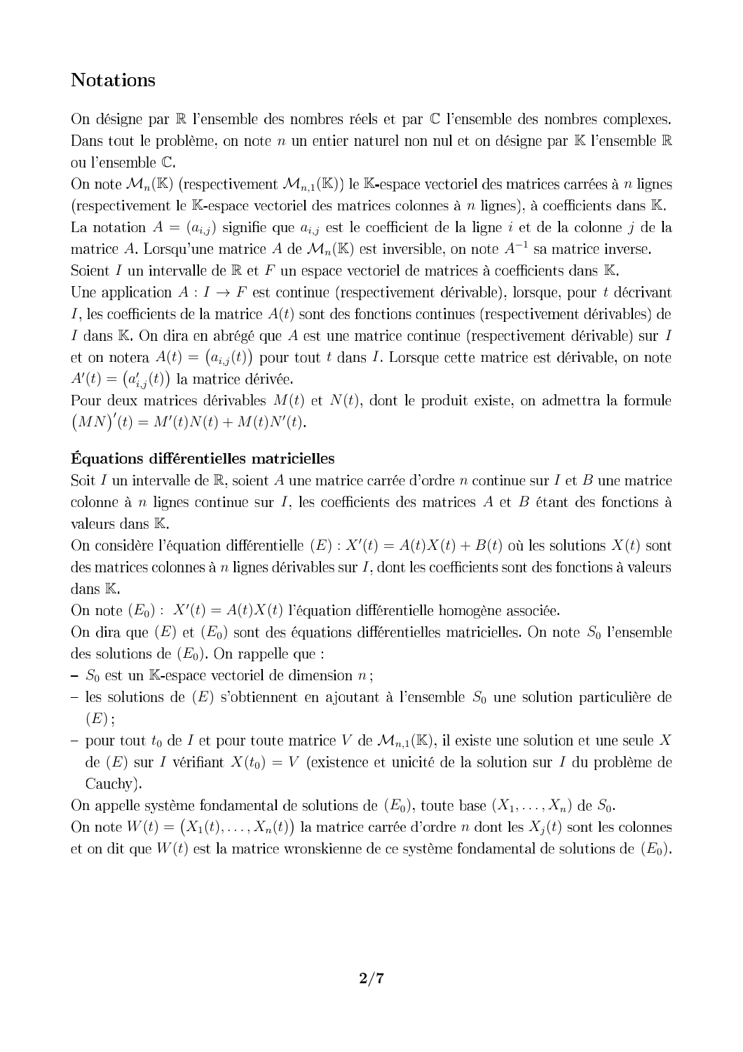## Notations

On désigne par $\mathbb{R}$ l'ensemble des nombres réels et par $\mathbb{C}$ l'ensemble des nombres complexes. Dans tout le problème, on note $n$ un entier naturel non nul et on désigne par $\mathbb{K}$ l'ensemble $\mathbb{R}$ ou l'ensemble $\mathbb{C}$.

On note $\mathcal{M}_n(\mathbb{K})$ (respectivement $\mathcal{M}_{n,1}(\mathbb{K})$) le $\mathbb{K}$-espace vectoriel des matrices carrées à $n$ lignes (respectivement le $\mathbb{K}$-espace vectoriel des matrices colonnes à $n$ lignes), à coefficients dans $\mathbb{K}$.

La notation $A = (a_{i,j})$ signifie que $a_{i,j}$ est le coefficient de la ligne $i$ et de la colonne $j$ de la matrice $A$. Lorsqu'une matrice $A$ de $\mathcal{M}_n(\mathbb{K})$ est inversible, on note $A^{-1}$ sa matrice inverse.

Soient $I$ un intervalle de $\mathbb{R}$ et $F$ un espace vectoriel de matrices à coefficients dans $\mathbb{K}$.

Une application $A : I \to F$ est continue (respectivement dérivable), lorsque, pour $t$ décrivant $I$, les coefficients de la matrice $A(t)$ sont des fonctions continues (respectivement dérivables) de $I$ dans $\mathbb{K}$. On dira en abrégé que $A$ est une matrice continue (respectivement dérivable) sur $I$ et on notera $A(t) = \big(a_{i,j}(t)\big)$ pour tout $t$ dans $I$. Lorsque cette matrice est dérivable, on note $A'(t) = \big(a'_{i,j}(t)\big)$ la matrice dérivée.

Pour deux matrices dérivables $M(t)$ et $N(t)$, dont le produit existe, on admettra la formule $\big(MN\big)'(t) = M'(t)N(t) + M(t)N'(t)$.

**Équations différentielles matricielles**

Soit $I$ un intervalle de $\mathbb{R}$, soient $A$ une matrice carrée d'ordre $n$ continue sur $I$ et $B$ une matrice colonne à $n$ lignes continue sur $I$, les coefficients des matrices $A$ et $B$ étant des fonctions à valeurs dans $\mathbb{K}$.

On considère l'équation différentielle $(E) : X'(t) = A(t)X(t) + B(t)$ où les solutions $X(t)$ sont des matrices colonnes à $n$ lignes dérivables sur $I$, dont les coefficients sont des fonctions à valeurs dans $\mathbb{K}$.

On note $(E_0) :\ X'(t) = A(t)X(t)$ l'équation différentielle homogène associée.

On dira que $(E)$ et $(E_0)$ sont des équations différentielles matricielles. On note $S_0$ l'ensemble des solutions de $(E_0)$. On rappelle que :

- $S_0$ est un $\mathbb{K}$-espace vectoriel de dimension $n$ ;
- les solutions de $(E)$ s'obtiennent en ajoutant à l'ensemble $S_0$ une solution particulière de $(E)$ ;
- pour tout $t_0$ de $I$ et pour toute matrice $V$ de $\mathcal{M}_{n,1}(\mathbb{K})$, il existe une solution et une seule $X$ de $(E)$ sur $I$ vérifiant $X(t_0) = V$ (existence et unicité de la solution sur $I$ du problème de Cauchy).

On appelle système fondamental de solutions de $(E_0)$, toute base $(X_1, \ldots, X_n)$ de $S_0$.

On note $W(t) = \big(X_1(t), \ldots, X_n(t)\big)$ la matrice carrée d'ordre $n$ dont les $X_j(t)$ sont les colonnes et on dit que $W(t)$ est la matrice wronskienne de ce système fondamental de solutions de $(E_0)$.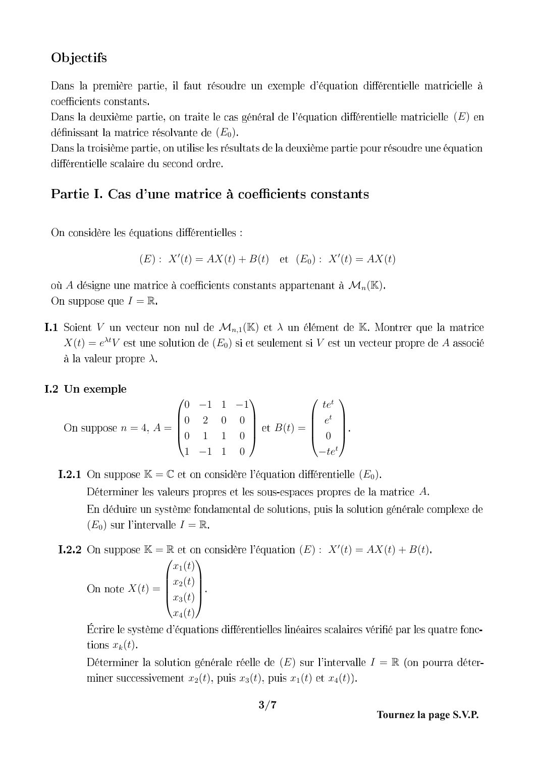## Objectifs

Dans la première partie, il faut résoudre un exemple d'équation différentielle matricielle à coefficients constants.

Dans la deuxième partie, on traite le cas général de l'équation différentielle matricielle $(E)$ en définissant la matrice résolvante de $(E_0)$.

Dans la troisième partie, on utilise les résultats de la deuxième partie pour résoudre une équation différentielle scalaire du second ordre.

## Partie I. Cas d'une matrice à coefficients constants

On considère les équations différentielles :

$$(E): \ X'(t) = AX(t) + B(t) \quad \text{et} \quad (E_0): \ X'(t) = AX(t)$$

où $A$ désigne une matrice à coefficients constants appartenant à $\mathcal{M}_n(\mathbb{K})$.
On suppose que $I = \mathbb{R}$.

**I.1** Soient $V$ un vecteur non nul de $\mathcal{M}_{n,1}(\mathbb{K})$ et $\lambda$ un élément de $\mathbb{K}$. Montrer que la matrice $X(t) = e^{\lambda t}V$ est une solution de $(E_0)$ si et seulement si $V$ est un vecteur propre de $A$ associé à la valeur propre $\lambda$.

**I.2 Un exemple**

On suppose $n = 4$, $A = \begin{pmatrix} 0 & -1 & 1 & -1 \\ 0 & 2 & 0 & 0 \\ 0 & 1 & 1 & 0 \\ 1 & -1 & 1 & 0 \end{pmatrix}$ et $B(t) = \begin{pmatrix} te^t \\ e^t \\ 0 \\ -te^t \end{pmatrix}$.

**I.2.1** On suppose $\mathbb{K} = \mathbb{C}$ et on considère l'équation différentielle $(E_0)$.

Déterminer les valeurs propres et les sous-espaces propres de la matrice $A$.

En déduire un système fondamental de solutions, puis la solution générale complexe de $(E_0)$ sur l'intervalle $I = \mathbb{R}$.

**I.2.2** On suppose $\mathbb{K} = \mathbb{R}$ et on considère l'équation $(E): \ X'(t) = AX(t) + B(t)$.

On note $X(t) = \begin{pmatrix} x_1(t) \\ x_2(t) \\ x_3(t) \\ x_4(t) \end{pmatrix}$.

Écrire le système d'équations différentielles linéaires scalaires vérifié par les quatre fonctions $x_k(t)$.

Déterminer la solution générale réelle de $(E)$ sur l'intervalle $I = \mathbb{R}$ (on pourra déterminer successivement $x_2(t)$, puis $x_3(t)$, puis $x_1(t)$ et $x_4(t)$).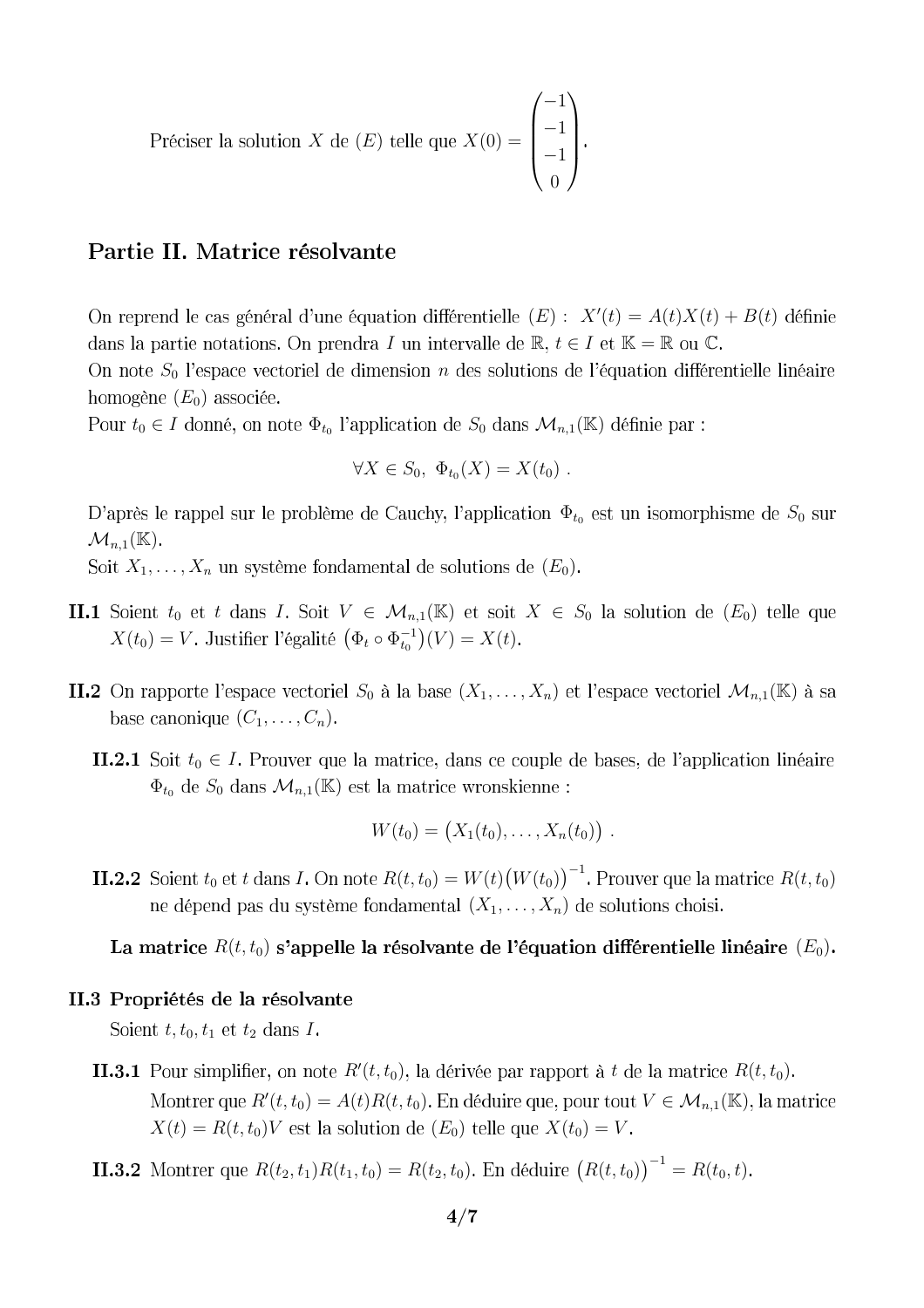Préciser la solution $X$ de $(E)$ telle que $X(0) = \begin{pmatrix} -1 \\ -1 \\ -1 \\ 0 \end{pmatrix}$.

## Partie II. Matrice résolvante

On reprend le cas général d'une équation différentielle $(E)$ : $X'(t) = A(t)X(t) + B(t)$ définie dans la partie notations. On prendra $I$ un intervalle de $\mathbb{R}$, $t \in I$ et $\mathbb{K} = \mathbb{R}$ ou $\mathbb{C}$.

On note $S_0$ l'espace vectoriel de dimension $n$ des solutions de l'équation différentielle linéaire homogène $(E_0)$ associée.

Pour $t_0 \in I$ donné, on note $\Phi_{t_0}$ l'application de $S_0$ dans $\mathcal{M}_{n,1}(\mathbb{K})$ définie par :

$$\forall X \in S_0,\ \Phi_{t_0}(X) = X(t_0)\ .$$

D'après le rappel sur le problème de Cauchy, l'application $\Phi_{t_0}$ est un isomorphisme de $S_0$ sur $\mathcal{M}_{n,1}(\mathbb{K})$.

Soit $X_1, \ldots, X_n$ un système fondamental de solutions de $(E_0)$.

**II.1** Soient $t_0$ et $t$ dans $I$. Soit $V \in \mathcal{M}_{n,1}(\mathbb{K})$ et soit $X \in S_0$ la solution de $(E_0)$ telle que $X(t_0) = V$. Justifier l'égalité $\left(\Phi_t \circ \Phi_{t_0}^{-1}\right)(V) = X(t)$.

**II.2** On rapporte l'espace vectoriel $S_0$ à la base $(X_1, \ldots, X_n)$ et l'espace vectoriel $\mathcal{M}_{n,1}(\mathbb{K})$ à sa base canonique $(C_1, \ldots, C_n)$.

**II.2.1** Soit $t_0 \in I$. Prouver que la matrice, dans ce couple de bases, de l'application linéaire $\Phi_{t_0}$ de $S_0$ dans $\mathcal{M}_{n,1}(\mathbb{K})$ est la matrice wronskienne :

$$W(t_0) = \big(X_1(t_0), \ldots, X_n(t_0)\big)\ .$$

**II.2.2** Soient $t_0$ et $t$ dans $I$. On note $R(t, t_0) = W(t)\big(W(t_0)\big)^{-1}$. Prouver que la matrice $R(t, t_0)$ ne dépend pas du système fondamental $(X_1, \ldots, X_n)$ de solutions choisi.

**La matrice $R(t, t_0)$ s'appelle la résolvante de l'équation différentielle linéaire $(E_0)$.**

**II.3 Propriétés de la résolvante**

Soient $t, t_0, t_1$ et $t_2$ dans $I$.

**II.3.1** Pour simplifier, on note $R'(t, t_0)$, la dérivée par rapport à $t$ de la matrice $R(t, t_0)$. Montrer que $R'(t, t_0) = A(t)R(t, t_0)$. En déduire que, pour tout $V \in \mathcal{M}_{n,1}(\mathbb{K})$, la matrice $X(t) = R(t, t_0)V$ est la solution de $(E_0)$ telle que $X(t_0) = V$.

**II.3.2** Montrer que $R(t_2, t_1)R(t_1, t_0) = R(t_2, t_0)$. En déduire $\big(R(t, t_0)\big)^{-1} = R(t_0, t)$.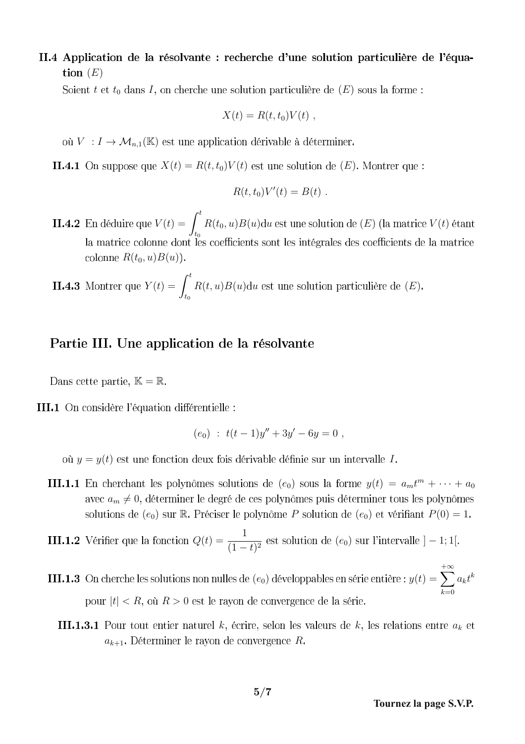**II.4 Application de la résolvante : recherche d'une solution particulière de l'équation $(E)$**

Soient $t$ et $t_0$ dans $I$, on cherche une solution particulière de $(E)$ sous la forme :

$$X(t) = R(t, t_0)V(t) \ ,$$

où $V \ : I \to \mathcal{M}_{n,1}(\mathbb{K})$ est une application dérivable à déterminer.

**II.4.1** On suppose que $X(t) = R(t, t_0)V(t)$ est une solution de $(E)$. Montrer que :

$$R(t, t_0)V'(t) = B(t) \ .$$

**II.4.2** En déduire que $V(t) = \displaystyle\int_{t_0}^{t} R(t_0, u)B(u)\mathrm{d}u$ est une solution de $(E)$ (la matrice $V(t)$ étant la matrice colonne dont les coefficients sont les intégrales des coefficients de la matrice colonne $R(t_0, u)B(u)$).

**II.4.3** Montrer que $Y(t) = \displaystyle\int_{t_0}^{t} R(t, u)B(u)\mathrm{d}u$ est une solution particulière de $(E)$.

## Partie III. Une application de la résolvante

Dans cette partie, $\mathbb{K} = \mathbb{R}$.

**III.1** On considère l'équation différentielle :

$$(e_0) \ : \ t(t-1)y'' + 3y' - 6y = 0 \ ,$$

où $y = y(t)$ est une fonction deux fois dérivable définie sur un intervalle $I$.

**III.1.1** En cherchant les polynômes solutions de $(e_0)$ sous la forme $y(t) = a_m t^m + \cdots + a_0$ avec $a_m \neq 0$, déterminer le degré de ces polynômes puis déterminer tous les polynômes solutions de $(e_0)$ sur $\mathbb{R}$. Préciser le polynôme $P$ solution de $(e_0)$ et vérifiant $P(0) = 1$.

**III.1.2** Vérifier que la fonction $Q(t) = \dfrac{1}{(1-t)^2}$ est solution de $(e_0)$ sur l'intervalle $]-1; 1[$.

**III.1.3** On cherche les solutions non nulles de $(e_0)$ développables en série entière : $y(t) = \displaystyle\sum_{k=0}^{+\infty} a_k t^k$ pour $|t| < R$, où $R > 0$ est le rayon de convergence de la série.

**III.1.3.1** Pour tout entier naturel $k$, écrire, selon les valeurs de $k$, les relations entre $a_k$ et $a_{k+1}$. Déterminer le rayon de convergence $R$.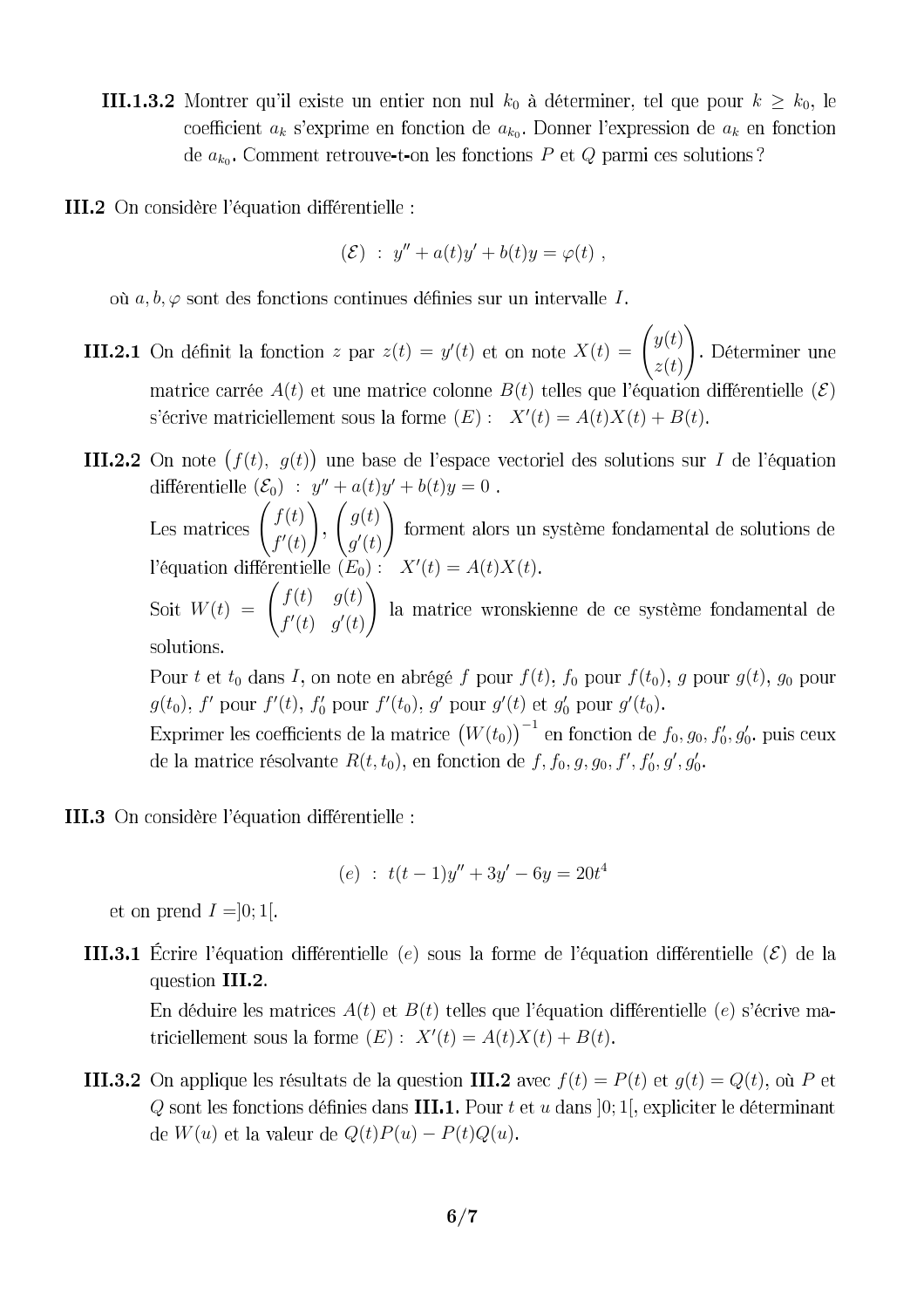**III.1.3.2** Montrer qu'il existe un entier non nul $k_0$ à déterminer, tel que pour $k \geq k_0$, le coefficient $a_k$ s'exprime en fonction de $a_{k_0}$. Donner l'expression de $a_k$ en fonction de $a_{k_0}$. Comment retrouve-t-on les fonctions $P$ et $Q$ parmi ces solutions ?

**III.2** On considère l'équation différentielle :

$$(\mathcal{E}) \ : \ y'' + a(t)y' + b(t)y = \varphi(t) \ ,$$

où $a, b, \varphi$ sont des fonctions continues définies sur un intervalle $I$.

**III.2.1** On définit la fonction $z$ par $z(t) = y'(t)$ et on note $X(t) = \begin{pmatrix} y(t) \\ z(t) \end{pmatrix}$. Déterminer une matrice carrée $A(t)$ et une matrice colonne $B(t)$ telles que l'équation différentielle $(\mathcal{E})$ s'écrive matriciellement sous la forme $(E)$ : $X'(t) = A(t)X(t) + B(t)$.

**III.2.2** On note $\big(f(t),\ g(t)\big)$ une base de l'espace vectoriel des solutions sur $I$ de l'équation différentielle $(\mathcal{E}_0)$ : $y'' + a(t)y' + b(t)y = 0$ .

Les matrices $\begin{pmatrix} f(t) \\ f'(t) \end{pmatrix}$, $\begin{pmatrix} g(t) \\ g'(t) \end{pmatrix}$ forment alors un système fondamental de solutions de l'équation différentielle $(E_0)$ : $X'(t) = A(t)X(t)$.

Soit $W(t) = \begin{pmatrix} f(t) & g(t) \\ f'(t) & g'(t) \end{pmatrix}$ la matrice wronskienne de ce système fondamental de solutions.

Pour $t$ et $t_0$ dans $I$, on note en abrégé $f$ pour $f(t)$, $f_0$ pour $f(t_0)$, $g$ pour $g(t)$, $g_0$ pour $g(t_0)$, $f'$ pour $f'(t)$, $f'_0$ pour $f'(t_0)$, $g'$ pour $g'(t)$ et $g'_0$ pour $g'(t_0)$.

Exprimer les coefficients de la matrice $\big(W(t_0)\big)^{-1}$ en fonction de $f_0, g_0, f'_0, g'_0$, puis ceux de la matrice résolvante $R(t, t_0)$, en fonction de $f, f_0, g, g_0, f', f'_0, g', g'_0$.

**III.3** On considère l'équation différentielle :

$$(e) \ : \ t(t-1)y'' + 3y' - 6y = 20t^4$$

et on prend $I = ]0; 1[$.

**III.3.1** Écrire l'équation différentielle $(e)$ sous la forme de l'équation différentielle $(\mathcal{E})$ de la question **III.2**.

En déduire les matrices $A(t)$ et $B(t)$ telles que l'équation différentielle $(e)$ s'écrive matriciellement sous la forme $(E)$ : $X'(t) = A(t)X(t) + B(t)$.

**III.3.2** On applique les résultats de la question **III.2** avec $f(t) = P(t)$ et $g(t) = Q(t)$, où $P$ et $Q$ sont les fonctions définies dans **III.1.** Pour $t$ et $u$ dans $]0; 1[$, expliciter le déterminant de $W(u)$ et la valeur de $Q(t)P(u) - P(t)Q(u)$.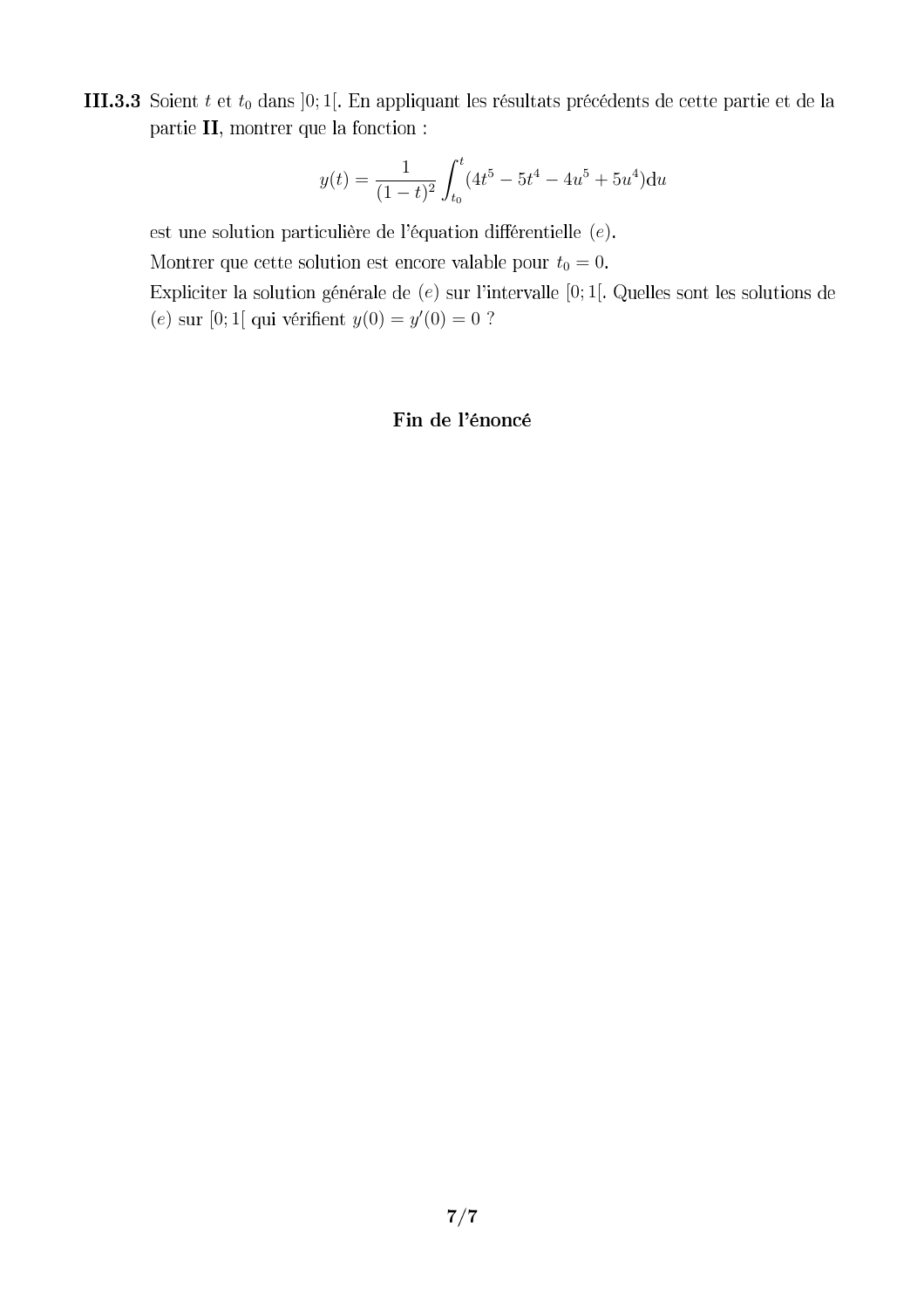**III.3.3** Soient $t$ et $t_0$ dans $]0;1[$. En appliquant les résultats précédents de cette partie et de la partie **II**, montrer que la fonction :

$$y(t) = \frac{1}{(1-t)^2} \int_{t_0}^{t} (4t^5 - 5t^4 - 4u^5 + 5u^4) \mathrm{d}u$$

est une solution particulière de l'équation différentielle $(e)$.

Montrer que cette solution est encore valable pour $t_0 = 0$.

Expliciter la solution générale de $(e)$ sur l'intervalle $[0;1[$. Quelles sont les solutions de $(e)$ sur $[0;1[$ qui vérifient $y(0) = y'(0) = 0$ ?

**Fin de l'énoncé**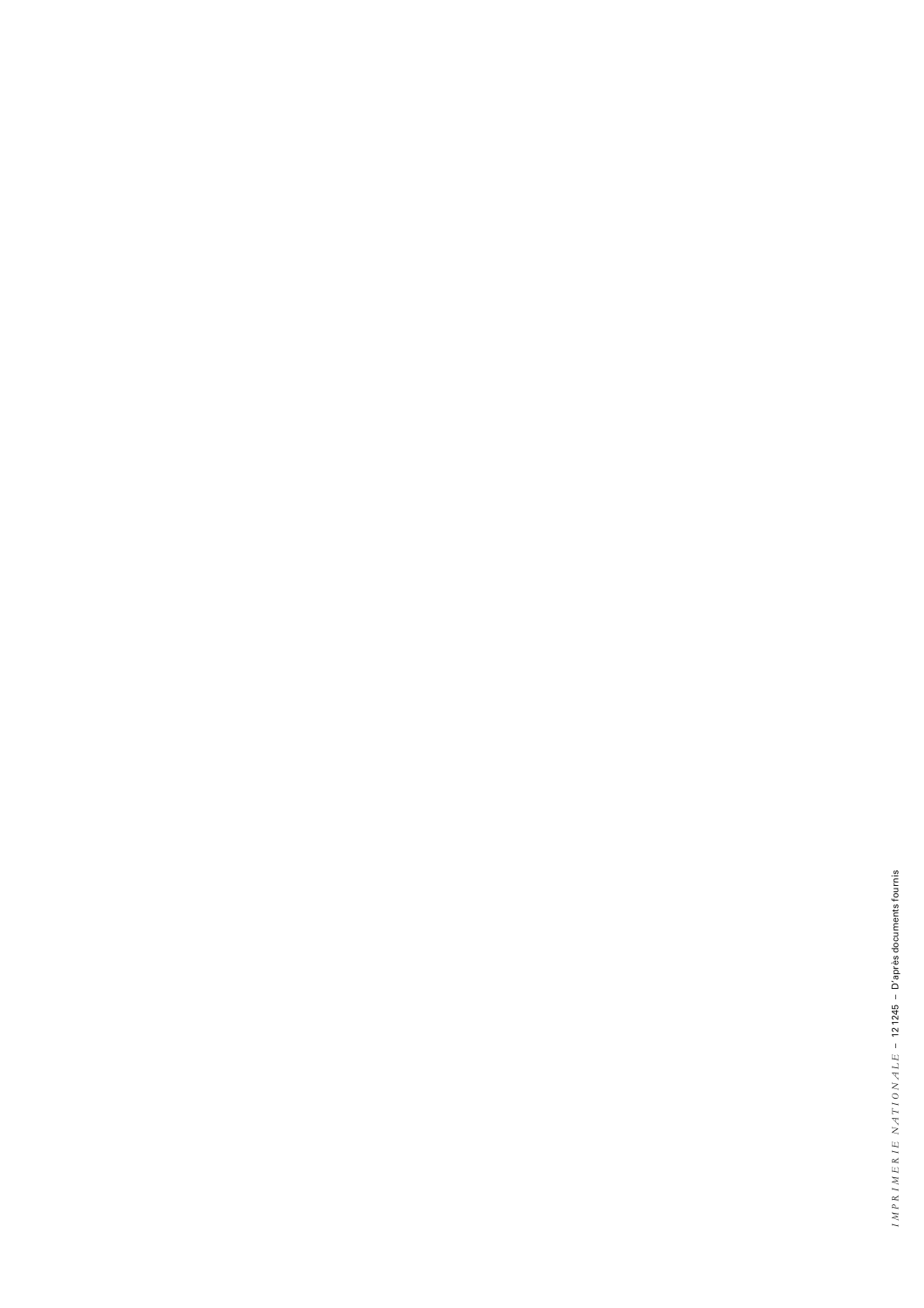IMPRIMERIE NATIONALE – 12 1245 – D'après documents fournis